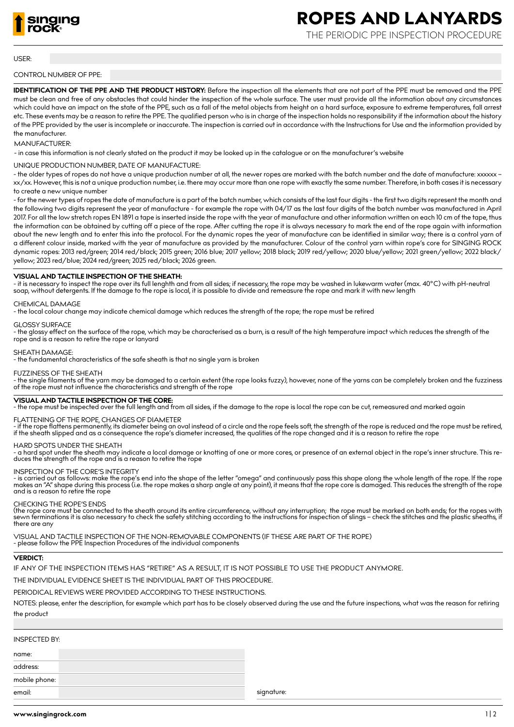# ROPES AND LANYARDS

THE PERIODIC PPE INSPECTION PROCEDURE

USER:

CONTROL NUMBER OF PPE:

**IDENTIFICATION OF THE PPE AND THE PRODUCT HISTORY:** Before the inspection all the elements that are not part of the PPE must be removed and the PPE must be clean and free of any obstacles that could hinder the inspection of the whole surface. The user must provide all the information about any circumstances which could have an impact on the state of the PPE, such as a fall of the metal objects from height on a hard surface, exposure to extreme temperatures, fall arrest etc. These events may be a reason to retire the PPE. The qualified person who is in charge of the inspection holds no responsibility if the information about the history of the PPE provided by the user is incomplete or inaccurate. The inspection is carried out in accordance with the Instructions for Use and the information provided by the manufacturer.

MANUFACTURER:

- in case this information is not clearly stated on the product it may be looked up in the catalogue or on the manufacturer's website

UNIQUE PRODUCTION NUMBER, DATE OF MANUFACTURE:

- the older types of ropes do not have a unique production number at all, the newer ropes are marked with the batch number and the date of manufacture: xxxxxx – xx/xx. However, this is not a unique production number, i.e. there may occur more than one rope with exactly the same number. Therefore, in both cases it is necessary to create a new unique number
- for the newer types of ropes the date of manufacture is a part of the batch number, which consists of the last four digits - the first two digits represent the month and the following two digits represent the year of manufacture - for example the rope with 04/17 as the last four digits of the batch number was manufactured in April 2017. For all the low stretch ropes EN 1891 a tape is inserted inside the rope with the year of manufacture and other information written on each 10 cm of the tape, thus the information can be obtained by cutting off a piece of the rope. After cutting the rope it is always necessary to mark the end of the rope again with information about the new length and to enter this into the protocol. For the dynamic ropes the year of manufacture can be identified in similar way; there is a control yarn of a different colour inside, marked with the year of manufacture as provided by the manufacturer. Colour of the control yarn within rope's core for SINGING ROCK dynamic ropes: 2013 red/green; 2014 red/black; 2015 green; 2016 blue; 2017 yellow; 2018 black; 2019 red/yellow; 2020 blue/yellow; 2021 green/yellow; 2022 black/yellow; 2023 red/blue; 2024 red/green; 2025 red/black; 2026 green.

**VISUAL AND TACTILE INSPECTION OF THE SHEATH:**

- it is necessary to inspect the rope over its full lenghth and from all sides; if necessary, the rope may be washed in lukewarm water (max. 40°C) with pH-neutral soap, without detergents. If the damage to the rope is local, it is possible to divide and remeasure the rope and mark it with new length

CHEMICAL DAMAGE

- the local colour change may indicate chemical damage which reduces the strength of the rope; the rope must be retired

GLOSSY SURFACE

- the glossy effect on the surface of the rope, which may be characterised as a burn, is a result of the high temperature impact which reduces the strength of the rope and is a reason to retire the rope or lanyard

SHEATH DAMAGE:

- the fundamental characteristics of the safe sheath is that no single yarn is broken

FUZZINESS OF THE SHEATH

- the single filaments of the yarn may be damaged to a certain extent (the rope looks fuzzy), however, none of the yarns can be completely broken and the fuzziness of the rope must not influence the characteristics and strength of the rope

**VISUAL AND TACTILE INSPECTION OF THE CORE:**

- the rope must be inspected over the full length and from all sides, if the damage to the rope is local the rope can be cut, remeasured and marked again

FLATTENING OF THE ROPE, CHANGES OF DIAMETER

- if the rope flattens permanently, its diameter being an oval instead of a circle and the rope feels soft, the strength of the rope is reduced and the rope must be retired, if the sheath slipped and as a consequence the rope's diameter increased, the qualities of the rope changed and it is a reason to retire the rope

HARD SPOTS UNDER THE SHEATH

- a hard spot under the sheath may indicate a local damage or knotting of one or more cores, or presence of an external object in the rope's inner structure. This reduces the strength of the rope and is a reason to retire the rope

INSPECTION OF THE CORE'S INTEGRITY

- is carried out as follows: make the rope's end into the shape of the letter "omega" and continuously pass this shape along the whole length of the rope. If the rope makes an "A" shape during this process (i.e. the rope makes a sharp angle at any point), it means that the rope core is damaged. This reduces the strength of the rope and is a reason to retire the rope

CHECKING THE ROPE'S ENDS

(the rope core must be connected to the sheath around its entire circumference, without any interruption; the rope must be marked on both ends; for the ropes with sewn terminations it is also necessary to check the safety stitching according to the instructions for inspection of slings – check the stitches and the plastic sheaths, if there are any

VISUAL AND TACTILE INSPECTION OF THE NON-REMOVABLE COMPONENTS (IF THESE ARE PART OF THE ROPE)

- please follow the PPE Inspection Procedures of the individual components

**VERDICT:**

IF ANY OF THE INSPECTION ITEMS HAS "RETIRE" AS A RESULT, IT IS NOT POSSIBLE TO USE THE PRODUCT ANYMORE.

THE INDIVIDUAL EVIDENCE SHEET IS THE INDIVIDUAL PART OF THIS PROCEDURE.

PERIODICAL REVIEWS WERE PROVIDED ACCORDING TO THESE INSTRUCTIONS.

NOTES: please, enter the description, for example which part has to be closely observed during the use and the future inspections, what was the reason for retiring the product

INSPECTED BY:

name:

address:

mobile phone:

email:

signature:

www.singingrock.com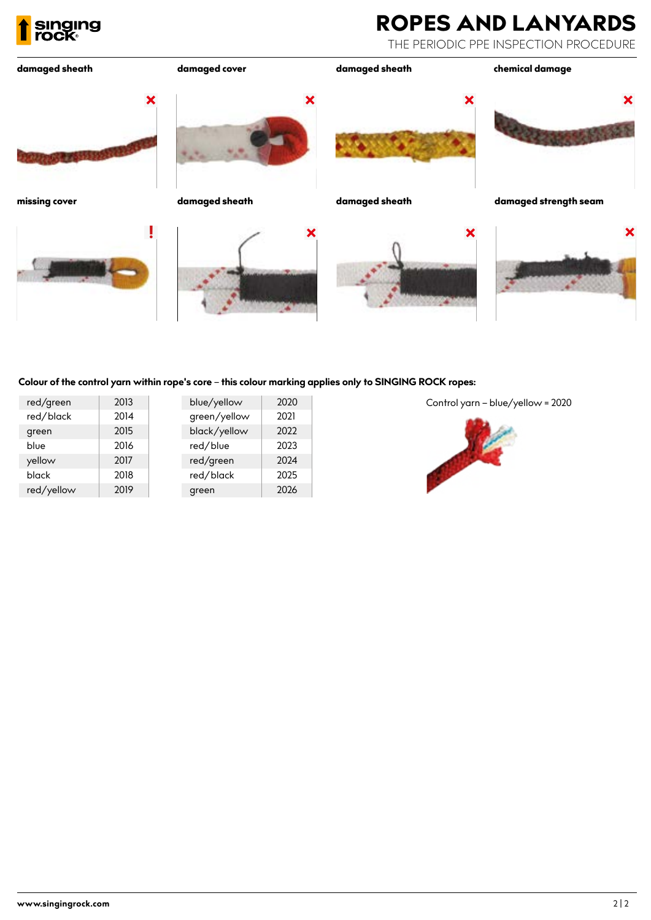# ROPES AND LANYARDS

THE PERIODIC PPE INSPECTION PROCEDURE

**damaged sheath**

**damaged cover**

**damaged sheath**

**chemical damage**

**missing cover**

**damaged sheath**

**damaged sheath**

**damaged strength seam**

**Colour of the control yarn within rope's core – this colour marking applies only to SINGING ROCK ropes:**

| | | | | |
|---|---|---|---|---|
| red/green | 2013 | | blue/yellow | 2020 |
| red/black | 2014 | | green/yellow | 2021 |
| green | 2015 | | black/yellow | 2022 |
| blue | 2016 | | red/blue | 2023 |
| yellow | 2017 | | red/green | 2024 |
| black | 2018 | | red/black | 2025 |
| red/yellow | 2019 | | green | 2026 |

Control yarn – blue/yellow = 2020

**www.singingrock.com**